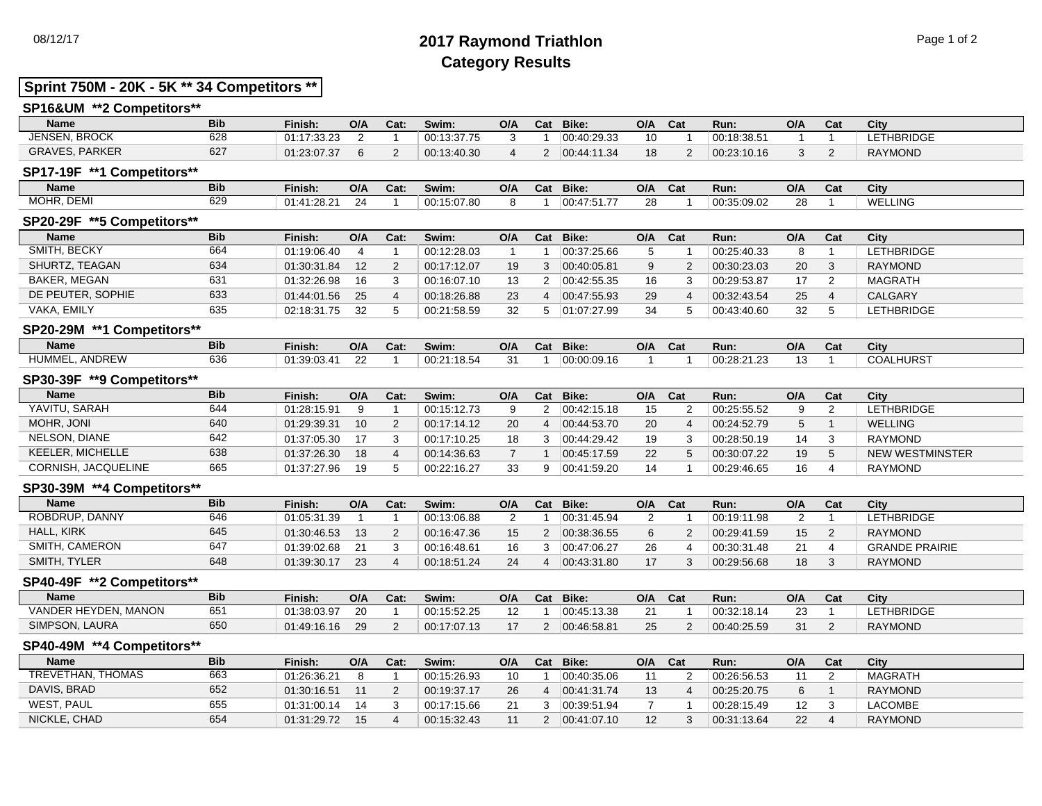# 2017 Raymond Triathlon
## Category Results

08/12/17

**Sprint 750M - 20K - 5K ** 34 Competitors ****

### SP16&UM **2 Competitors**

| Name | Bib | Finish: | O/A | Cat: | Swim: | O/A | Cat | Bike: | O/A | Cat | Run: | O/A | Cat | City |
|---|---|---|---|---|---|---|---|---|---|---|---|---|---|---|
| JENSEN, BROCK | 628 | 01:17:33.23 | 2 | 1 | 00:13:37.75 | 3 | 1 | 00:40:29.33 | 10 | 1 | 00:18:38.51 | 1 | 1 | LETHBRIDGE |
| GRAVES, PARKER | 627 | 01:23:07.37 | 6 | 2 | 00:13:40.30 | 4 | 2 | 00:44:11.34 | 18 | 2 | 00:23:10.16 | 3 | 2 | RAYMOND |

### SP17-19F **1 Competitors**

| Name | Bib | Finish: | O/A | Cat: | Swim: | O/A | Cat | Bike: | O/A | Cat | Run: | O/A | Cat | City |
|---|---|---|---|---|---|---|---|---|---|---|---|---|---|---|
| MOHR, DEMI | 629 | 01:41:28.21 | 24 | 1 | 00:15:07.80 | 8 | 1 | 00:47:51.77 | 28 | 1 | 00:35:09.02 | 28 | 1 | WELLING |

### SP20-29F **5 Competitors**

| Name | Bib | Finish: | O/A | Cat: | Swim: | O/A | Cat | Bike: | O/A | Cat | Run: | O/A | Cat | City |
|---|---|---|---|---|---|---|---|---|---|---|---|---|---|---|
| SMITH, BECKY | 664 | 01:19:06.40 | 4 | 1 | 00:12:28.03 | 1 | 1 | 00:37:25.66 | 5 | 1 | 00:25:40.33 | 8 | 1 | LETHBRIDGE |
| SHURTZ, TEAGAN | 634 | 01:30:31.84 | 12 | 2 | 00:17:12.07 | 19 | 3 | 00:40:05.81 | 9 | 2 | 00:30:23.03 | 20 | 3 | RAYMOND |
| BAKER, MEGAN | 631 | 01:32:26.98 | 16 | 3 | 00:16:07.10 | 13 | 2 | 00:42:55.35 | 16 | 3 | 00:29:53.87 | 17 | 2 | MAGRATH |
| DE PEUTER, SOPHIE | 633 | 01:44:01.56 | 25 | 4 | 00:18:26.88 | 23 | 4 | 00:47:55.93 | 29 | 4 | 00:32:43.54 | 25 | 4 | CALGARY |
| VAKA, EMILY | 635 | 02:18:31.75 | 32 | 5 | 00:21:58.59 | 32 | 5 | 01:07:27.99 | 34 | 5 | 00:43:40.60 | 32 | 5 | LETHBRIDGE |

### SP20-29M **1 Competitors**

| Name | Bib | Finish: | O/A | Cat: | Swim: | O/A | Cat | Bike: | O/A | Cat | Run: | O/A | Cat | City |
|---|---|---|---|---|---|---|---|---|---|---|---|---|---|---|
| HUMMEL, ANDREW | 636 | 01:39:03.41 | 22 | 1 | 00:21:18.54 | 31 | 1 | 00:00:09.16 | 1 | 1 | 00:28:21.23 | 13 | 1 | COALHURST |

### SP30-39F **9 Competitors**

| Name | Bib | Finish: | O/A | Cat: | Swim: | O/A | Cat | Bike: | O/A | Cat | Run: | O/A | Cat | City |
|---|---|---|---|---|---|---|---|---|---|---|---|---|---|---|
| YAVITU, SARAH | 644 | 01:28:15.91 | 9 | 1 | 00:15:12.73 | 9 | 2 | 00:42:15.18 | 15 | 2 | 00:25:55.52 | 9 | 2 | LETHBRIDGE |
| MOHR, JONI | 640 | 01:29:39.31 | 10 | 2 | 00:17:14.12 | 20 | 4 | 00:44:53.70 | 20 | 4 | 00:24:52.79 | 5 | 1 | WELLING |
| NELSON, DIANE | 642 | 01:37:05.30 | 17 | 3 | 00:17:10.25 | 18 | 3 | 00:44:29.42 | 19 | 3 | 00:28:50.19 | 14 | 3 | RAYMOND |
| KEELER, MICHELLE | 638 | 01:37:26.30 | 18 | 4 | 00:14:36.63 | 7 | 1 | 00:45:17.59 | 22 | 5 | 00:30:07.22 | 19 | 5 | NEW WESTMINSTER |
| CORNISH, JACQUELINE | 665 | 01:37:27.96 | 19 | 5 | 00:22:16.27 | 33 | 9 | 00:41:59.20 | 14 | 1 | 00:29:46.65 | 16 | 4 | RAYMOND |

### SP30-39M **4 Competitors**

| Name | Bib | Finish: | O/A | Cat: | Swim: | O/A | Cat | Bike: | O/A | Cat | Run: | O/A | Cat | City |
|---|---|---|---|---|---|---|---|---|---|---|---|---|---|---|
| ROBDRUP, DANNY | 646 | 01:05:31.39 | 1 | 1 | 00:13:06.88 | 2 | 1 | 00:31:45.94 | 2 | 1 | 00:19:11.98 | 2 | 1 | LETHBRIDGE |
| HALL, KIRK | 645 | 01:30:46.53 | 13 | 2 | 00:16:47.36 | 15 | 2 | 00:38:36.55 | 6 | 2 | 00:29:41.59 | 15 | 2 | RAYMOND |
| SMITH, CAMERON | 647 | 01:39:02.68 | 21 | 3 | 00:16:48.61 | 16 | 3 | 00:47:06.27 | 26 | 4 | 00:30:31.48 | 21 | 4 | GRANDE PRAIRIE |
| SMITH, TYLER | 648 | 01:39:30.17 | 23 | 4 | 00:18:51.24 | 24 | 4 | 00:43:31.80 | 17 | 3 | 00:29:56.68 | 18 | 3 | RAYMOND |

### SP40-49F **2 Competitors**

| Name | Bib | Finish: | O/A | Cat: | Swim: | O/A | Cat | Bike: | O/A | Cat | Run: | O/A | Cat | City |
|---|---|---|---|---|---|---|---|---|---|---|---|---|---|---|
| VANDER HEYDEN, MANON | 651 | 01:38:03.97 | 20 | 1 | 00:15:52.25 | 12 | 1 | 00:45:13.38 | 21 | 1 | 00:32:18.14 | 23 | 1 | LETHBRIDGE |
| SIMPSON, LAURA | 650 | 01:49:16.16 | 29 | 2 | 00:17:07.13 | 17 | 2 | 00:46:58.81 | 25 | 2 | 00:40:25.59 | 31 | 2 | RAYMOND |

### SP40-49M **4 Competitors**

| Name | Bib | Finish: | O/A | Cat: | Swim: | O/A | Cat | Bike: | O/A | Cat | Run: | O/A | Cat | City |
|---|---|---|---|---|---|---|---|---|---|---|---|---|---|---|
| TREVETHAN, THOMAS | 663 | 01:26:36.21 | 8 | 1 | 00:15:26.93 | 10 | 1 | 00:40:35.06 | 11 | 2 | 00:26:56.53 | 11 | 2 | MAGRATH |
| DAVIS, BRAD | 652 | 01:30:16.51 | 11 | 2 | 00:19:37.17 | 26 | 4 | 00:41:31.74 | 13 | 4 | 00:25:20.75 | 6 | 1 | RAYMOND |
| WEST, PAUL | 655 | 01:31:00.14 | 14 | 3 | 00:17:15.66 | 21 | 3 | 00:39:51.94 | 7 | 1 | 00:28:15.49 | 12 | 3 | LACOMBE |
| NICKLE, CHAD | 654 | 01:31:29.72 | 15 | 4 | 00:15:32.43 | 11 | 2 | 00:41:07.10 | 12 | 3 | 00:31:13.64 | 22 | 4 | RAYMOND |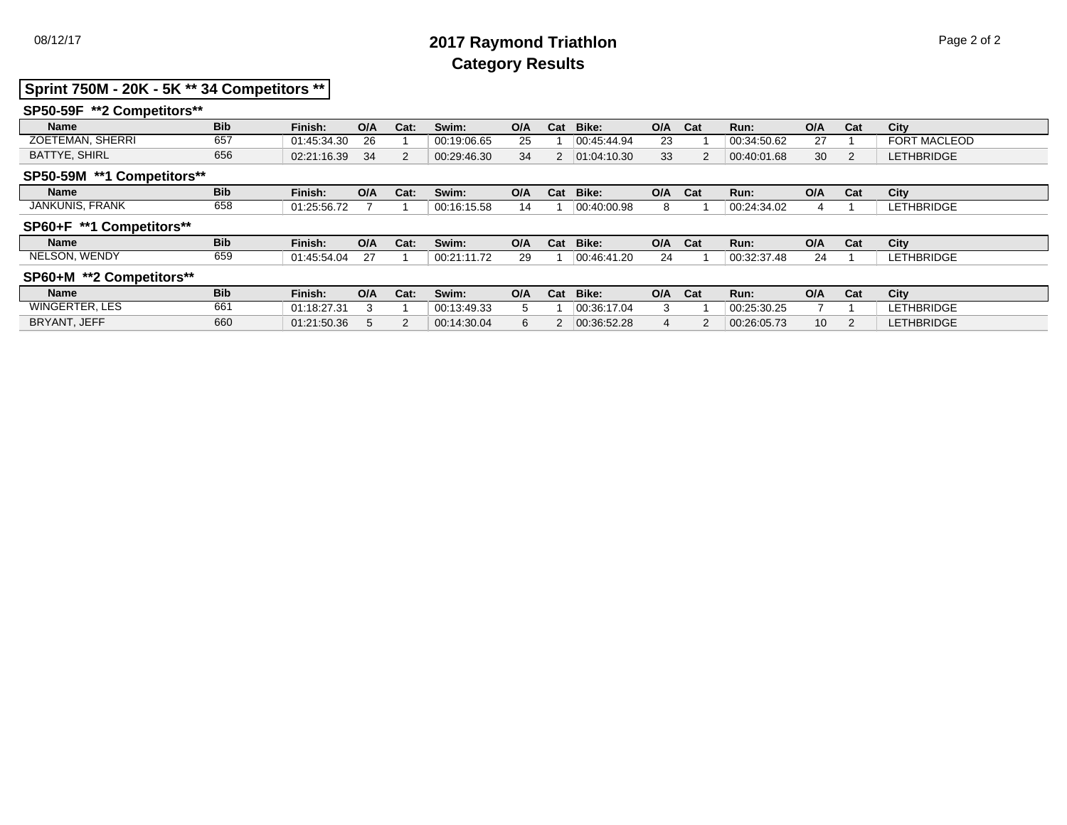# 2017 Raymond Triathlon
## Category Results

**Sprint 750M - 20K - 5K ** 34 Competitors ****

### SP50-59F **2 Competitors**

| Name | Bib | Finish: | O/A | Cat: | Swim: | O/A | Cat | Bike: | O/A | Cat | Run: | O/A | Cat | City |
|---|---|---|---|---|---|---|---|---|---|---|---|---|---|---|
| ZOETEMAN, SHERRI | 657 | 01:45:34.30 | 26 | 1 | 00:19:06.65 | 25 | 1 | 00:45:44.94 | 23 | 1 | 00:34:50.62 | 27 | 1 | FORT MACLEOD |
| BATTYE, SHIRL | 656 | 02:21:16.39 | 34 | 2 | 00:29:46.30 | 34 | 2 | 01:04:10.30 | 33 | 2 | 00:40:01.68 | 30 | 2 | LETHBRIDGE |

### SP50-59M **1 Competitors**

| Name | Bib | Finish: | O/A | Cat: | Swim: | O/A | Cat | Bike: | O/A | Cat | Run: | O/A | Cat | City |
|---|---|---|---|---|---|---|---|---|---|---|---|---|---|---|
| JANKUNIS, FRANK | 658 | 01:25:56.72 | 7 | 1 | 00:16:15.58 | 14 | 1 | 00:40:00.98 | 8 | 1 | 00:24:34.02 | 4 | 1 | LETHBRIDGE |

### SP60+F **1 Competitors**

| Name | Bib | Finish: | O/A | Cat: | Swim: | O/A | Cat | Bike: | O/A | Cat | Run: | O/A | Cat | City |
|---|---|---|---|---|---|---|---|---|---|---|---|---|---|---|
| NELSON, WENDY | 659 | 01:45:54.04 | 27 | 1 | 00:21:11.72 | 29 | 1 | 00:46:41.20 | 24 | 1 | 00:32:37.48 | 24 | 1 | LETHBRIDGE |

### SP60+M **2 Competitors**

| Name | Bib | Finish: | O/A | Cat: | Swim: | O/A | Cat | Bike: | O/A | Cat | Run: | O/A | Cat | City |
|---|---|---|---|---|---|---|---|---|---|---|---|---|---|---|
| WINGERTER, LES | 661 | 01:18:27.31 | 3 | 1 | 00:13:49.33 | 5 | 1 | 00:36:17.04 | 3 | 1 | 00:25:30.25 | 7 | 1 | LETHBRIDGE |
| BRYANT, JEFF | 660 | 01:21:50.36 | 5 | 2 | 00:14:30.04 | 6 | 2 | 00:36:52.28 | 4 | 2 | 00:26:05.73 | 10 | 2 | LETHBRIDGE |